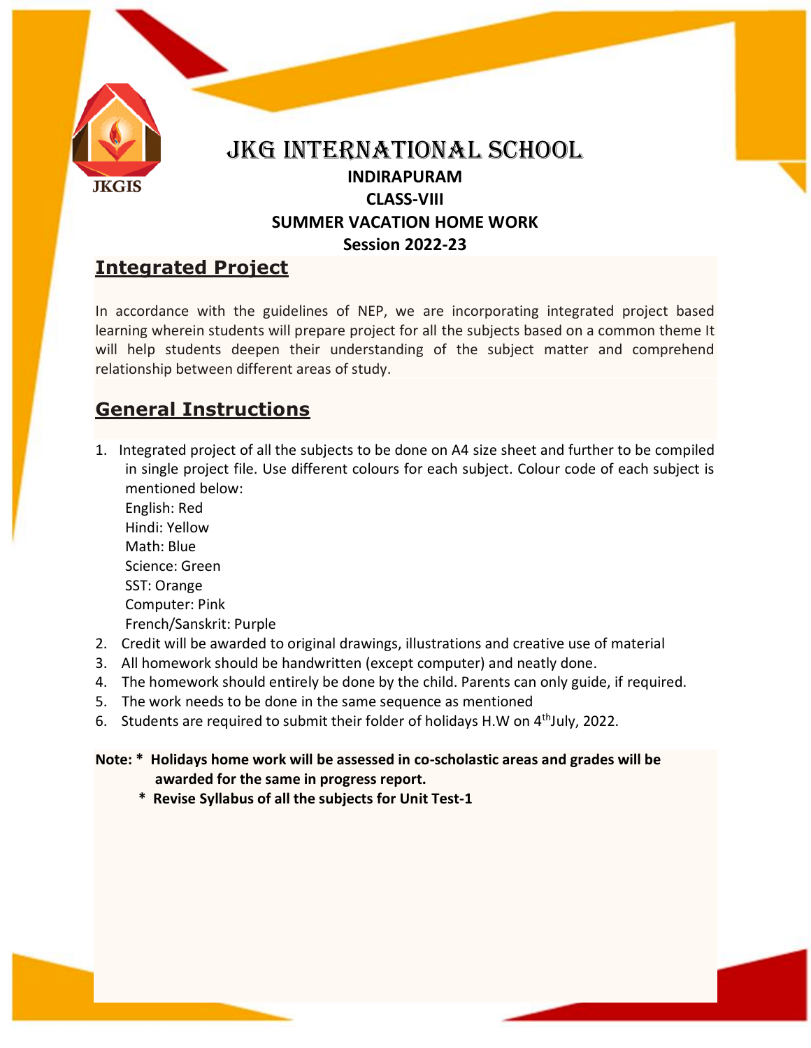# JKG INTERNATIONAL SCHOOL

**INDIRAPURAM**

**CLASS-VIII**

**SUMMER VACATION HOME WORK**

**Session 2022-23**

## Integrated Project

In accordance with the guidelines of NEP, we are incorporating integrated project based learning wherein students will prepare project for all the subjects based on a common theme It will help students deepen their understanding of the subject matter and comprehend relationship between different areas of study.

## General Instructions

1. Integrated project of all the subjects to be done on A4 size sheet and further to be compiled in single project file. Use different colours for each subject. Colour code of each subject is mentioned below:
   English: Red
   Hindi: Yellow
   Math: Blue
   Science: Green
   SST: Orange
   Computer: Pink
   French/Sanskrit: Purple
2. Credit will be awarded to original drawings, illustrations and creative use of material
3. All homework should be handwritten (except computer) and neatly done.
4. The homework should entirely be done by the child. Parents can only guide, if required.
5. The work needs to be done in the same sequence as mentioned
6. Students are required to submit their folder of holidays H.W on 4th July, 2022.

**Note: * Holidays home work will be assessed in co-scholastic areas and grades will be awarded for the same in progress report.**

**\* Revise Syllabus of all the subjects for Unit Test-1**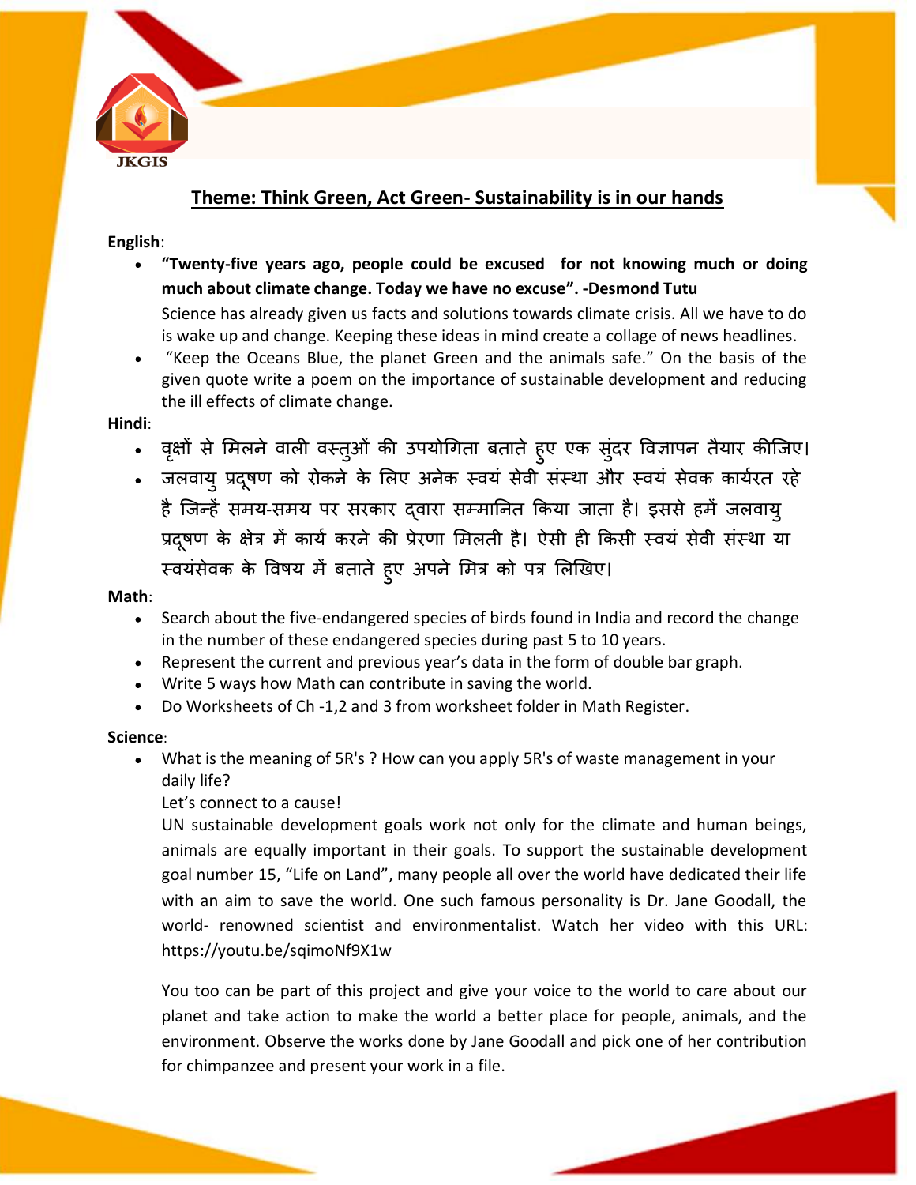JKGIS

## Theme: Think Green, Act Green- Sustainability is in our hands

**English**:

- **"Twenty-five years ago, people could be excused for not knowing much or doing much about climate change. Today we have no excuse". -Desmond Tutu**

  Science has already given us facts and solutions towards climate crisis. All we have to do is wake up and change. Keeping these ideas in mind create a collage of news headlines.
- "Keep the Oceans Blue, the planet Green and the animals safe." On the basis of the given quote write a poem on the importance of sustainable development and reducing the ill effects of climate change.

**Hindi**:

- वृक्षों से मिलने वाली वस्तुओं की उपयोगिता बताते हुए एक सुंदर विज्ञापन तैयार कीजिए।
- जलवायु प्रदूषण को रोकने के लिए अनेक स्वयं सेवी संस्था और स्वयं सेवक कार्यरत रहे है जिन्हें समय-समय पर सरकार द्वारा सम्मानित किया जाता है। इससे हमें जलवायु प्रदूषण के क्षेत्र में कार्य करने की प्रेरणा मिलती है। ऐसी ही किसी स्वयं सेवी संस्था या स्वयंसेवक के विषय में बताते हुए अपने मित्र को पत्र लिखिए।

**Math**:

- Search about the five-endangered species of birds found in India and record the change in the number of these endangered species during past 5 to 10 years.
- Represent the current and previous year's data in the form of double bar graph.
- Write 5 ways how Math can contribute in saving the world.
- Do Worksheets of Ch -1,2 and 3 from worksheet folder in Math Register.

**Science**:

- What is the meaning of 5R's ? How can you apply 5R's of waste management in your daily life?

  Let's connect to a cause!

  UN sustainable development goals work not only for the climate and human beings, animals are equally important in their goals. To support the sustainable development goal number 15, "Life on Land", many people all over the world have dedicated their life with an aim to save the world. One such famous personality is Dr. Jane Goodall, the world- renowned scientist and environmentalist. Watch her video with this URL: https://youtu.be/sqimoNf9X1w

  You too can be part of this project and give your voice to the world to care about our planet and take action to make the world a better place for people, animals, and the environment. Observe the works done by Jane Goodall and pick one of her contribution for chimpanzee and present your work in a file.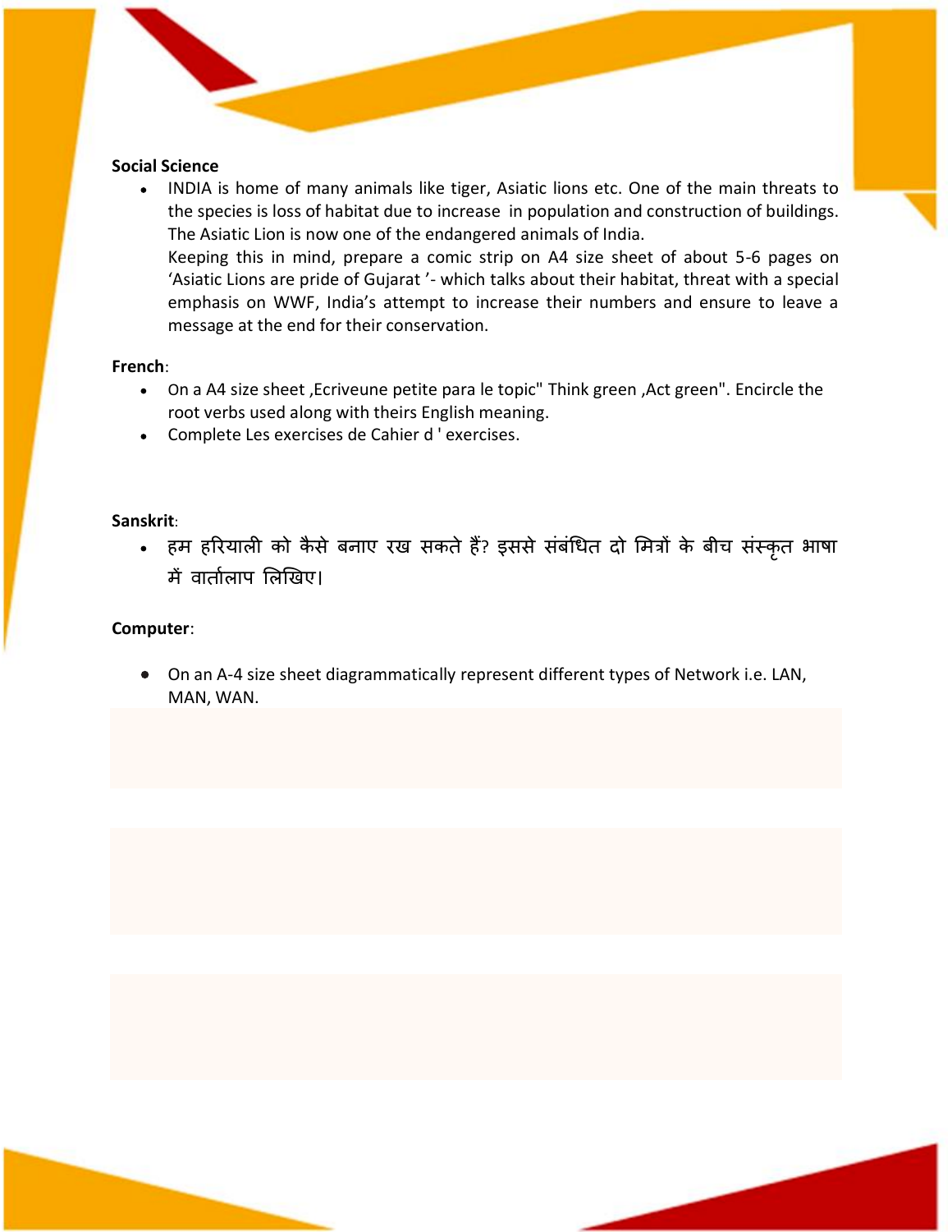**Social Science**

- INDIA is home of many animals like tiger, Asiatic lions etc. One of the main threats to the species is loss of habitat due to increase in population and construction of buildings. The Asiatic Lion is now one of the endangered animals of India.
  Keeping this in mind, prepare a comic strip on A4 size sheet of about 5-6 pages on 'Asiatic Lions are pride of Gujarat '- which talks about their habitat, threat with a special emphasis on WWF, India's attempt to increase their numbers and ensure to leave a message at the end for their conservation.

**French**:

- On a A4 size sheet ,Ecriveune petite para le topic" Think green ,Act green". Encircle the root verbs used along with theirs English meaning.
- Complete Les exercises de Cahier d ' exercises.

**Sanskrit**:

- हम हरियाली को कैसे बनाए रख सकते हैं? इससे संबंधित दो मित्रों के बीच संस्कृत भाषा में वार्तालाप लिखिए।

**Computer**:

- On an A-4 size sheet diagrammatically represent different types of Network i.e. LAN, MAN, WAN.